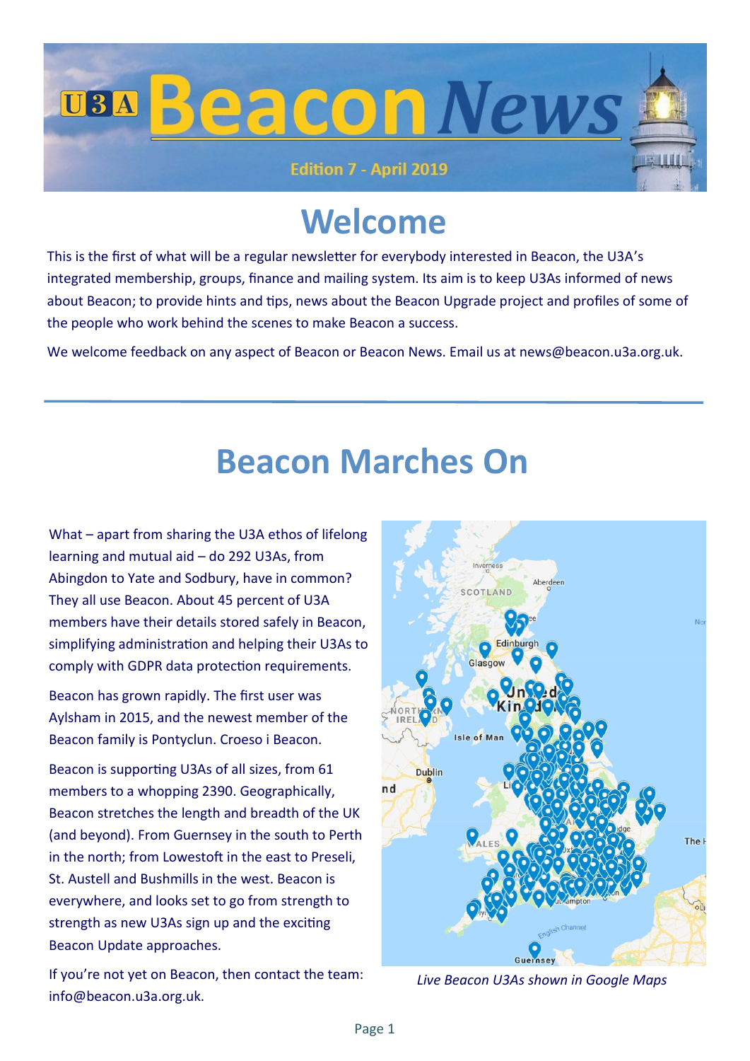# U3A Beacon News

Edition 7 - April 2019

# Welcome

This is the first of what will be a regular newsletter for everybody interested in Beacon, the U3A's integrated membership, groups, finance and mailing system. Its aim is to keep U3As informed of news about Beacon; to provide hints and tips, news about the Beacon Upgrade project and profiles of some of the people who work behind the scenes to make Beacon a success.

We welcome feedback on any aspect of Beacon or Beacon News. Email us at news@beacon.u3a.org.uk.

# Beacon Marches On

What – apart from sharing the U3A ethos of lifelong learning and mutual aid – do 292 U3As, from Abingdon to Yate and Sodbury, have in common? They all use Beacon. About 45 percent of U3A members have their details stored safely in Beacon, simplifying administration and helping their U3As to comply with GDPR data protection requirements.

Beacon has grown rapidly. The first user was Aylsham in 2015, and the newest member of the Beacon family is Pontyclun. Croeso i Beacon.

Beacon is supporting U3As of all sizes, from 61 members to a whopping 2390. Geographically, Beacon stretches the length and breadth of the UK (and beyond). From Guernsey in the south to Perth in the north; from Lowestoft in the east to Preseli, St. Austell and Bushmills in the west. Beacon is everywhere, and looks set to go from strength to strength as new U3As sign up and the exciting Beacon Update approaches.

If you're not yet on Beacon, then contact the team: info@beacon.u3a.org.uk.

*Live Beacon U3As shown in Google Maps*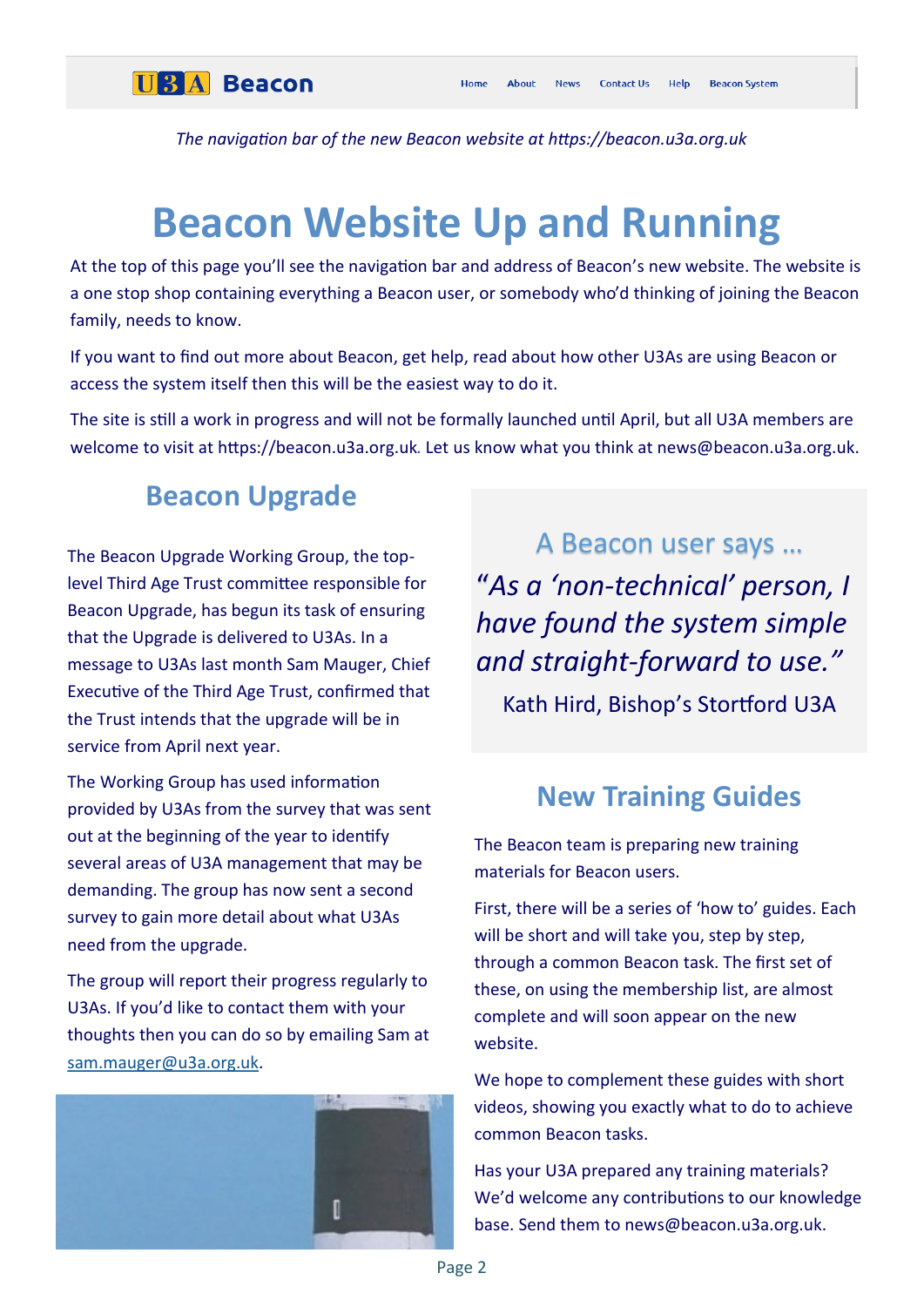The navigation bar of the new Beacon website at https://beacon.u3a.org.uk

# Beacon Website Up and Running

At the top of this page you'll see the navigation bar and address of Beacon's new website. The website is a one stop shop containing everything a Beacon user, or somebody who'd thinking of joining the Beacon family, needs to know.

If you want to find out more about Beacon, get help, read about how other U3As are using Beacon or access the system itself then this will be the easiest way to do it.

The site is still a work in progress and will not be formally launched until April, but all U3A members are welcome to visit at https://beacon.u3a.org.uk. Let us know what you think at news@beacon.u3a.org.uk.

## Beacon Upgrade

The Beacon Upgrade Working Group, the top-level Third Age Trust committee responsible for Beacon Upgrade, has begun its task of ensuring that the Upgrade is delivered to U3As. In a message to U3As last month Sam Mauger, Chief Executive of the Third Age Trust, confirmed that the Trust intends that the upgrade will be in service from April next year.

The Working Group has used information provided by U3As from the survey that was sent out at the beginning of the year to identify several areas of U3A management that may be demanding. The group has now sent a second survey to gain more detail about what U3As need from the upgrade.

The group will report their progress regularly to U3As. If you'd like to contact them with your thoughts then you can do so by emailing Sam at sam.mauger@u3a.org.uk.

## A Beacon user says …

*"As a 'non-technical' person, I have found the system simple and straight-forward to use."*

Kath Hird, Bishop's Stortford U3A

## New Training Guides

The Beacon team is preparing new training materials for Beacon users.

First, there will be a series of 'how to' guides. Each will be short and will take you, step by step, through a common Beacon task. The first set of these, on using the membership list, are almost complete and will soon appear on the new website.

We hope to complement these guides with short videos, showing you exactly what to do to achieve common Beacon tasks.

Has your U3A prepared any training materials? We'd welcome any contributions to our knowledge base. Send them to news@beacon.u3a.org.uk.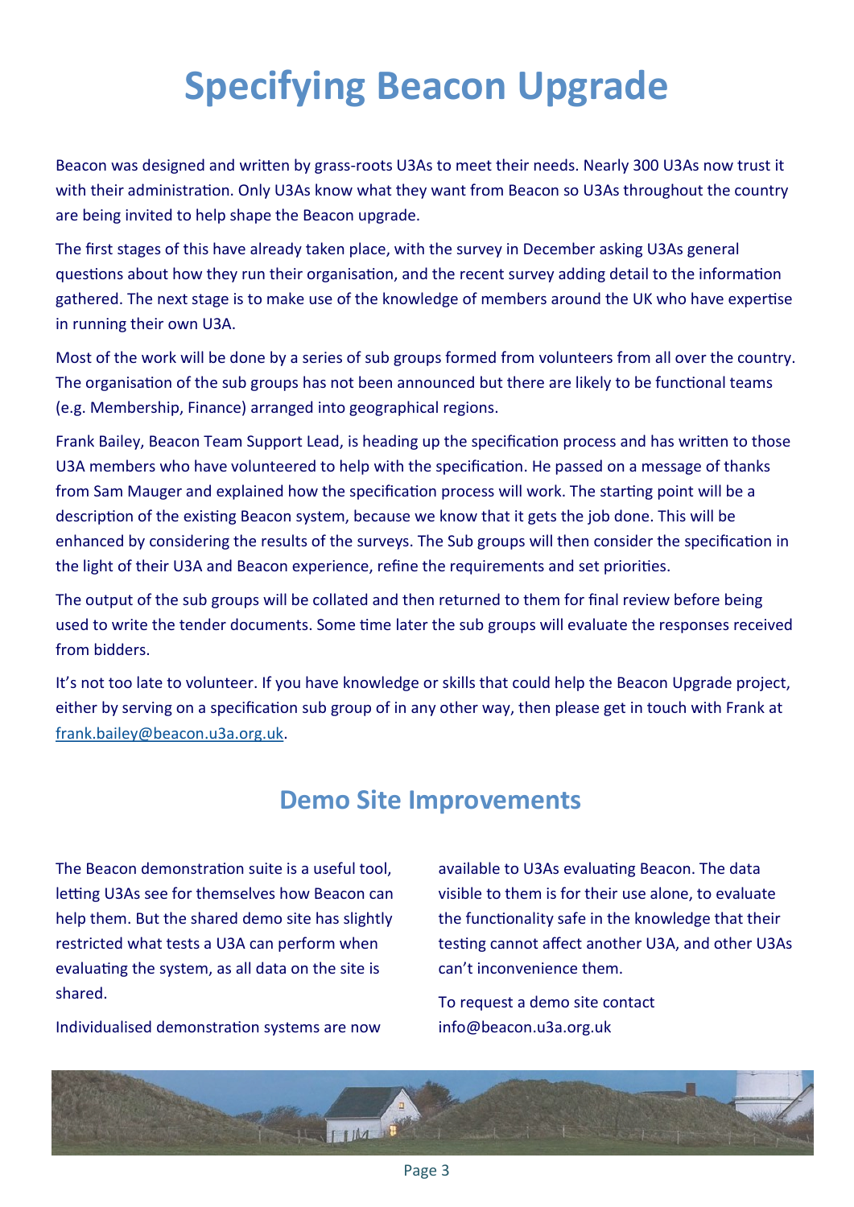# Specifying Beacon Upgrade

Beacon was designed and written by grass-roots U3As to meet their needs. Nearly 300 U3As now trust it with their administration. Only U3As know what they want from Beacon so U3As throughout the country are being invited to help shape the Beacon upgrade.

The first stages of this have already taken place, with the survey in December asking U3As general questions about how they run their organisation, and the recent survey adding detail to the information gathered. The next stage is to make use of the knowledge of members around the UK who have expertise in running their own U3A.

Most of the work will be done by a series of sub groups formed from volunteers from all over the country. The organisation of the sub groups has not been announced but there are likely to be functional teams (e.g. Membership, Finance) arranged into geographical regions.

Frank Bailey, Beacon Team Support Lead, is heading up the specification process and has written to those U3A members who have volunteered to help with the specification. He passed on a message of thanks from Sam Mauger and explained how the specification process will work. The starting point will be a description of the existing Beacon system, because we know that it gets the job done. This will be enhanced by considering the results of the surveys. The Sub groups will then consider the specification in the light of their U3A and Beacon experience, refine the requirements and set priorities.

The output of the sub groups will be collated and then returned to them for final review before being used to write the tender documents. Some time later the sub groups will evaluate the responses received from bidders.

It's not too late to volunteer. If you have knowledge or skills that could help the Beacon Upgrade project, either by serving on a specification sub group of in any other way, then please get in touch with Frank at frank.bailey@beacon.u3a.org.uk.

## Demo Site Improvements

The Beacon demonstration suite is a useful tool, letting U3As see for themselves how Beacon can help them. But the shared demo site has slightly restricted what tests a U3A can perform when evaluating the system, as all data on the site is shared.

Individualised demonstration systems are now available to U3As evaluating Beacon. The data visible to them is for their use alone, to evaluate the functionality safe in the knowledge that their testing cannot affect another U3A, and other U3As can't inconvenience them.

To request a demo site contact info@beacon.u3a.org.uk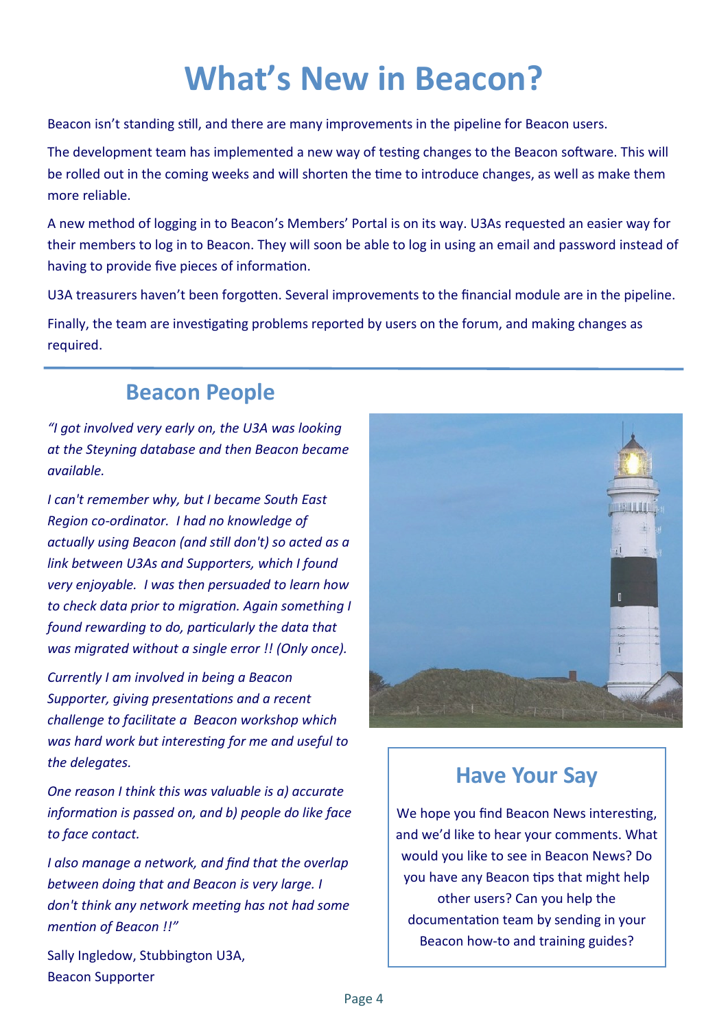# What's New in Beacon?

Beacon isn't standing still, and there are many improvements in the pipeline for Beacon users.

The development team has implemented a new way of testing changes to the Beacon software. This will be rolled out in the coming weeks and will shorten the time to introduce changes, as well as make them more reliable.

A new method of logging in to Beacon's Members' Portal is on its way. U3As requested an easier way for their members to log in to Beacon. They will soon be able to log in using an email and password instead of having to provide five pieces of information.

U3A treasurers haven't been forgotten. Several improvements to the financial module are in the pipeline.

Finally, the team are investigating problems reported by users on the forum, and making changes as required.

## Beacon People

*"I got involved very early on, the U3A was looking at the Steyning database and then Beacon became available.*

*I can't remember why, but I became South East Region co-ordinator. I had no knowledge of actually using Beacon (and still don't) so acted as a link between U3As and Supporters, which I found very enjoyable. I was then persuaded to learn how to check data prior to migration. Again something I found rewarding to do, particularly the data that was migrated without a single error !! (Only once).*

*Currently I am involved in being a Beacon Supporter, giving presentations and a recent challenge to facilitate a Beacon workshop which was hard work but interesting for me and useful to the delegates.*

*One reason I think this was valuable is a) accurate information is passed on, and b) people do like face to face contact.*

*I also manage a network, and find that the overlap between doing that and Beacon is very large. I don't think any network meeting has not had some mention of Beacon !!"*

Sally Ingledow, Stubbington U3A,
Beacon Supporter

## Have Your Say

We hope you find Beacon News interesting, and we'd like to hear your comments. What would you like to see in Beacon News? Do you have any Beacon tips that might help other users? Can you help the documentation team by sending in your Beacon how-to and training guides?